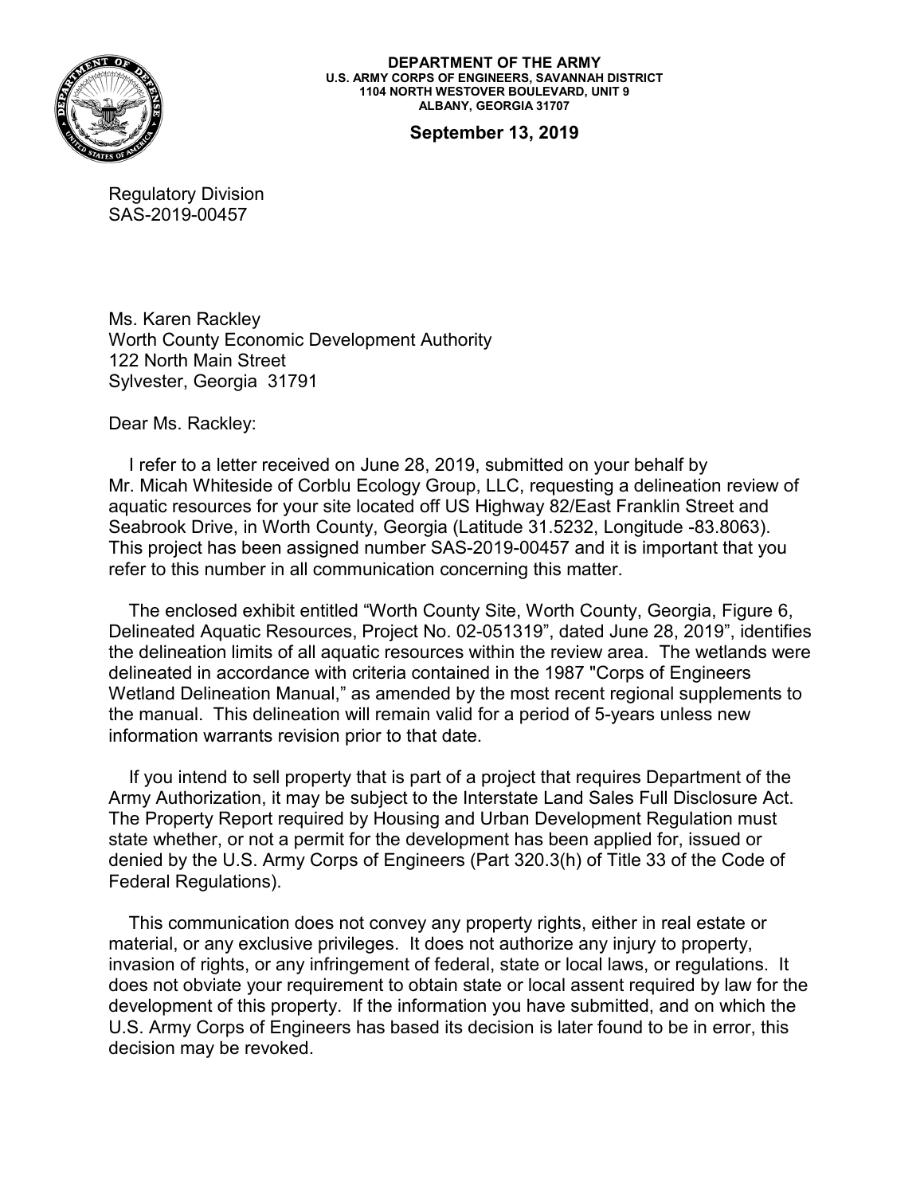**DEPARTMENT OF THE ARMY**
**U.S. ARMY CORPS OF ENGINEERS, SAVANNAH DISTRICT**
**1104 NORTH WESTOVER BOULEVARD, UNIT 9**
**ALBANY, GEORGIA 31707**

**September 13, 2019**

Regulatory Division
SAS-2019-00457

Ms. Karen Rackley
Worth County Economic Development Authority
122 North Main Street
Sylvester, Georgia 31791

Dear Ms. Rackley:

I refer to a letter received on June 28, 2019, submitted on your behalf by Mr. Micah Whiteside of Corblu Ecology Group, LLC, requesting a delineation review of aquatic resources for your site located off US Highway 82/East Franklin Street and Seabrook Drive, in Worth County, Georgia (Latitude 31.5232, Longitude -83.8063). This project has been assigned number SAS-2019-00457 and it is important that you refer to this number in all communication concerning this matter.

The enclosed exhibit entitled "Worth County Site, Worth County, Georgia, Figure 6, Delineated Aquatic Resources, Project No. 02-051319", dated June 28, 2019", identifies the delineation limits of all aquatic resources within the review area. The wetlands were delineated in accordance with criteria contained in the 1987 "Corps of Engineers Wetland Delineation Manual," as amended by the most recent regional supplements to the manual. This delineation will remain valid for a period of 5-years unless new information warrants revision prior to that date.

If you intend to sell property that is part of a project that requires Department of the Army Authorization, it may be subject to the Interstate Land Sales Full Disclosure Act. The Property Report required by Housing and Urban Development Regulation must state whether, or not a permit for the development has been applied for, issued or denied by the U.S. Army Corps of Engineers (Part 320.3(h) of Title 33 of the Code of Federal Regulations).

This communication does not convey any property rights, either in real estate or material, or any exclusive privileges. It does not authorize any injury to property, invasion of rights, or any infringement of federal, state or local laws, or regulations. It does not obviate your requirement to obtain state or local assent required by law for the development of this property. If the information you have submitted, and on which the U.S. Army Corps of Engineers has based its decision is later found to be in error, this decision may be revoked.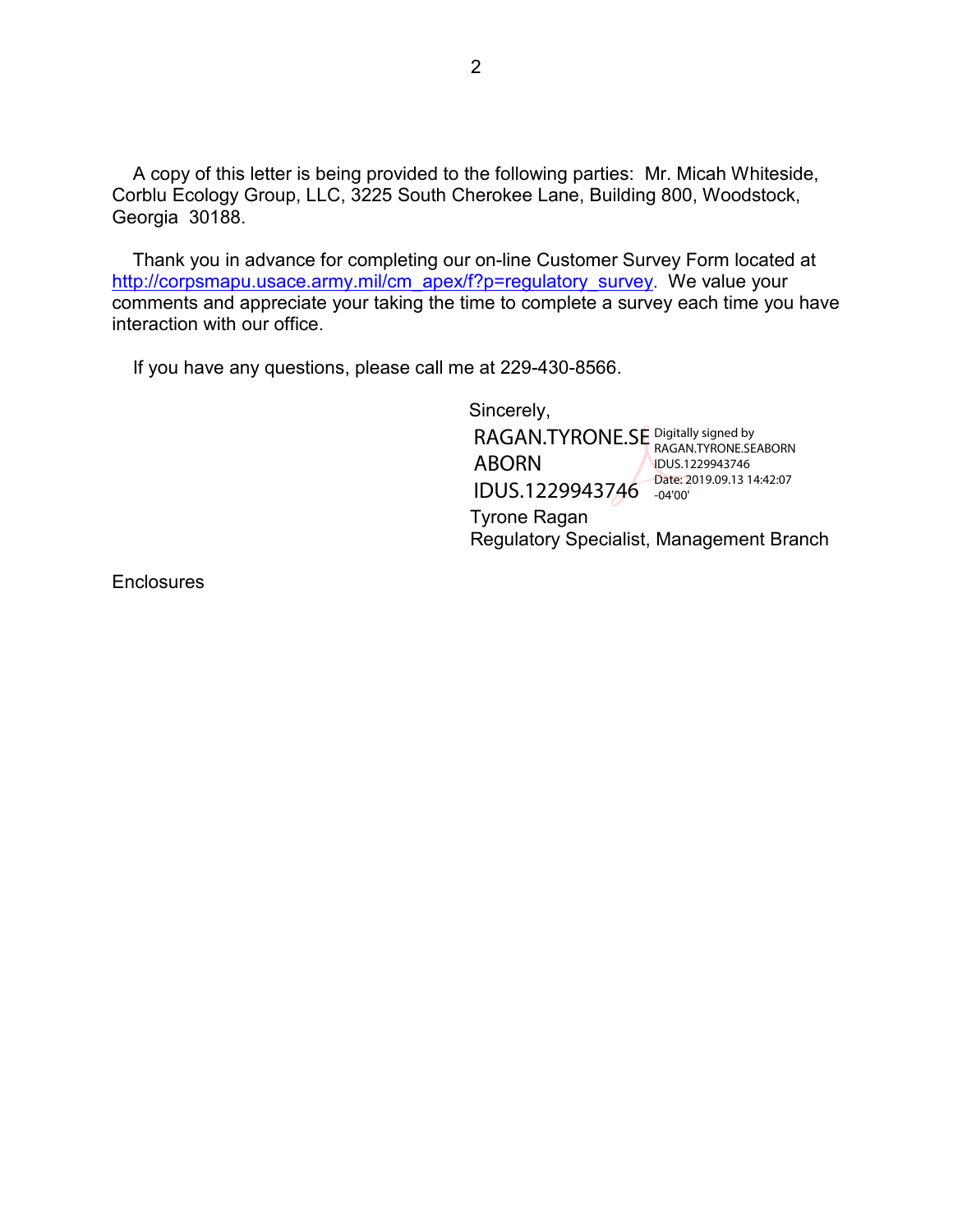A copy of this letter is being provided to the following parties: Mr. Micah Whiteside, Corblu Ecology Group, LLC, 3225 South Cherokee Lane, Building 800, Woodstock, Georgia 30188.

Thank you in advance for completing our on-line Customer Survey Form located at [http://corpsmapu.usace.army.mil/cm_apex/f?p=regulatory_survey](http://corpsmapu.usace.army.mil/cm_apex/f?p=regulatory_survey). We value your comments and appreciate your taking the time to complete a survey each time you have interaction with our office.

If you have any questions, please call me at 229-430-8566.

Sincerely,

RAGAN.TYRONE.SEABORN IDUS.1229943746

Digitally signed by RAGAN.TYRONE.SEABORN IDUS.1229943746
Date: 2019.09.13 14:42:07 -04'00'

Tyrone Ragan
Regulatory Specialist, Management Branch

Enclosures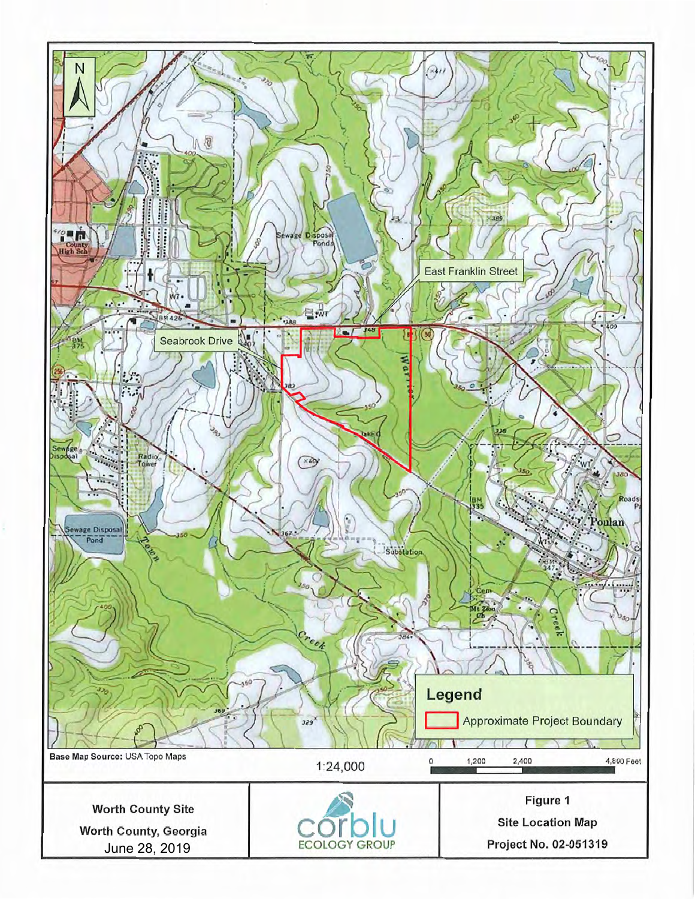Base Map Source: USA Topo Maps

1:24,000

0 1,200 2,400 4,800 Feet

Legend

Approximate Project Boundary

East Franklin Street

Seabrook Drive

| Worth County Site<br>Worth County, Georgia<br>June 28, 2019 | corblu ECOLOGY GROUP | Figure 1<br>Site Location Map<br>Project No. 02-051319 |
|---|---|---|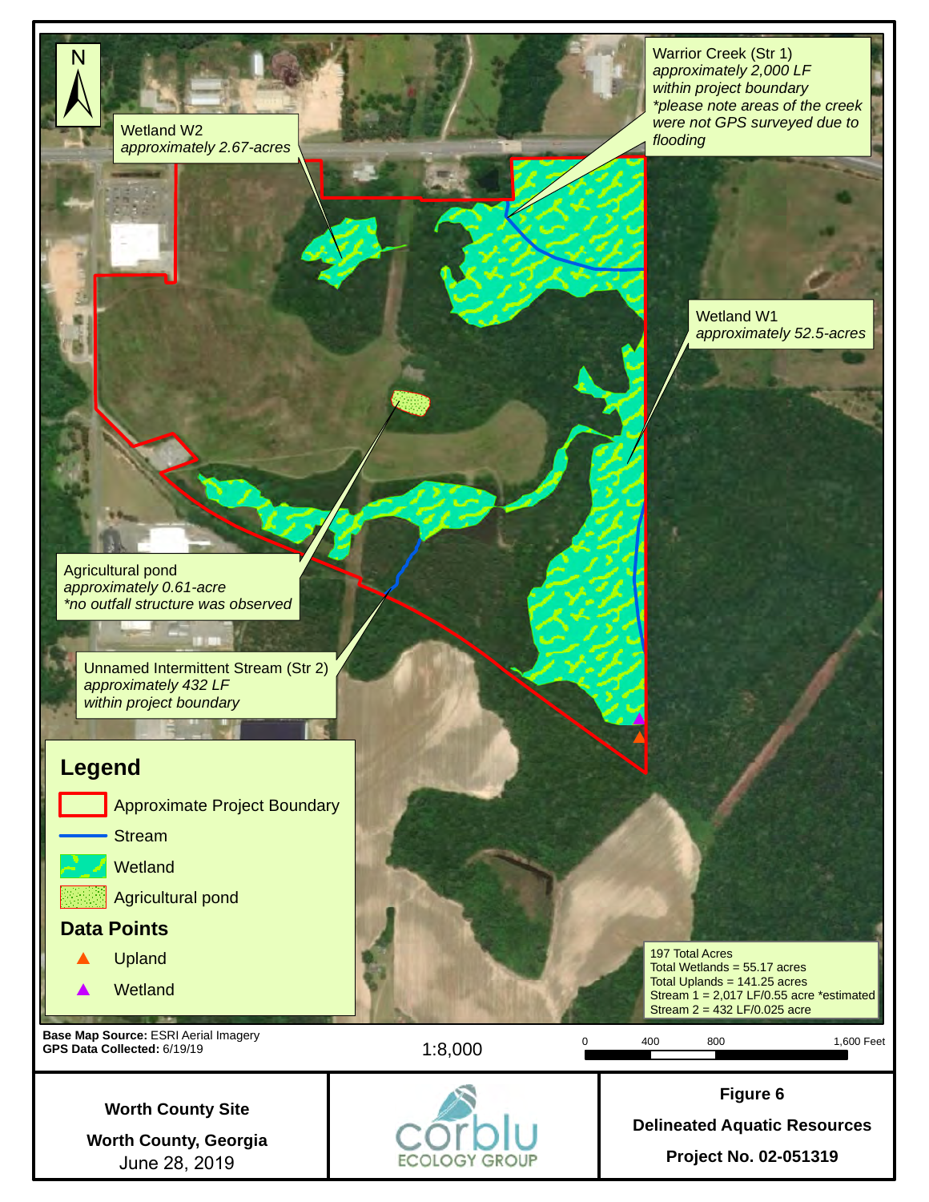N

Wetland W2
*approximately 2.67-acres*

Warrior Creek (Str 1)
*approximately 2,000 LF*
*within project boundary*
*\*please note areas of the creek were not GPS surveyed due to flooding*

Wetland W1
*approximately 52.5-acres*

Agricultural pond
*approximately 0.61-acre*
*\*no outfall structure was observed*

Unnamed Intermittent Stream (Str 2)
*approximately 432 LF*
*within project boundary*

**Legend**

- Approximate Project Boundary
- Stream
- Wetland
- Agricultural pond

**Data Points**

- Upland
- Wetland

197 Total Acres
Total Wetlands = 55.17 acres
Total Uplands = 141.25 acres
Stream 1 = 2,017 LF/0.55 acre \*estimated
Stream 2 = 432 LF/0.025 acre

**Base Map Source:** ESRI Aerial Imagery
**GPS Data Collected:** 6/19/19

1:8,000

0 400 800 1,600 Feet

**Worth County Site**
**Worth County, Georgia**
June 28, 2019

corblu ECOLOGY GROUP

**Figure 6**
**Delineated Aquatic Resources**
**Project No. 02-051319**